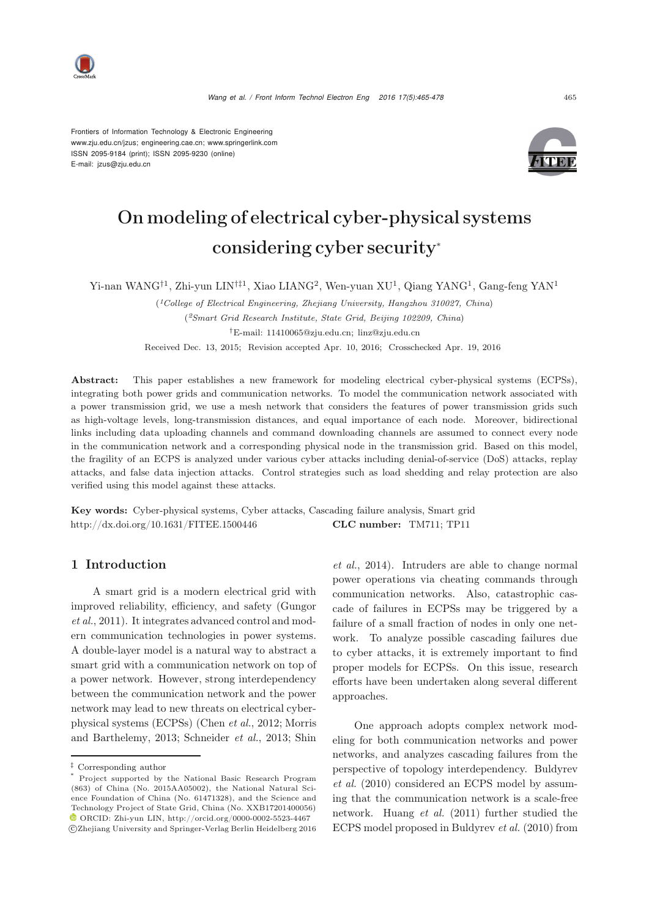Frontiers of Information Technology & Electronic Engineering
www.zju.edu.cn/jzus; engineering.cae.cn; www.springerlink.com
ISSN 2095-9184 (print); ISSN 2095-9230 (online)
E-mail: jzus@zju.edu.cn

# On modeling of electrical cyber-physical systems considering cyber security*

Yi-nan WANG[†1], Zhi-yun LIN[†‡1], Xiao LIANG[2], Wen-yuan XU[1], Qiang YANG[1], Gang-feng YAN[1]

([1]*College of Electrical Engineering, Zhejiang University, Hangzhou 310027, China*)

([2]*Smart Grid Research Institute, State Grid, Beijing 102209, China*)

[†]E-mail: 11410065@zju.edu.cn; linz@zju.edu.cn

Received Dec. 13, 2015; Revision accepted Apr. 10, 2016; Crosschecked Apr. 19, 2016

**Abstract:** This paper establishes a new framework for modeling electrical cyber-physical systems (ECPSs), integrating both power grids and communication networks. To model the communication network associated with a power transmission grid, we use a mesh network that considers the features of power transmission grids such as high-voltage levels, long-transmission distances, and equal importance of each node. Moreover, bidirectional links including data uploading channels and command downloading channels are assumed to connect every node in the communication network and a corresponding physical node in the transmission grid. Based on this model, the fragility of an ECPS is analyzed under various cyber attacks including denial-of-service (DoS) attacks, replay attacks, and false data injection attacks. Control strategies such as load shedding and relay protection are also verified using this model against these attacks.

**Key words:** Cyber-physical systems, Cyber attacks, Cascading failure analysis, Smart grid
http://dx.doi.org/10.1631/FITEE.1500446 **CLC number:** TM711; TP11

## 1 Introduction

A smart grid is a modern electrical grid with improved reliability, efficiency, and safety (Gungor *et al.*, 2011). It integrates advanced control and modern communication technologies in power systems. A double-layer model is a natural way to abstract a smart grid with a communication network on top of a power network. However, strong interdependency between the communication network and the power network may lead to new threats on electrical cyber-physical systems (ECPSs) (Chen *et al.*, 2012; Morris and Barthelemy, 2013; Schneider *et al.*, 2013; Shin *et al.*, 2014). Intruders are able to change normal power operations via cheating commands through communication networks. Also, catastrophic cascade of failures in ECPSs may be triggered by a failure of a small fraction of nodes in only one network. To analyze possible cascading failures due to cyber attacks, it is extremely important to find proper models for ECPSs. On this issue, research efforts have been undertaken along several different approaches.

One approach adopts complex network modeling for both communication networks and power networks, and analyzes cascading failures from the perspective of topology interdependency. Buldyrev *et al.* (2010) considered an ECPS model by assuming that the communication network is a scale-free network. Huang *et al.* (2011) further studied the ECPS model proposed in Buldyrev *et al.* (2010) from

---

[‡] Corresponding author

[*] Project supported by the National Basic Research Program (863) of China (No. 2015AA05002), the National Natural Science Foundation of China (No. 61471328), and the Science and Technology Project of State Grid, China (No. XXB17201400056)

ORCID: Zhi-yun LIN, http://orcid.org/0000-0002-5523-4467

©Zhejiang University and Springer-Verlag Berlin Heidelberg 2016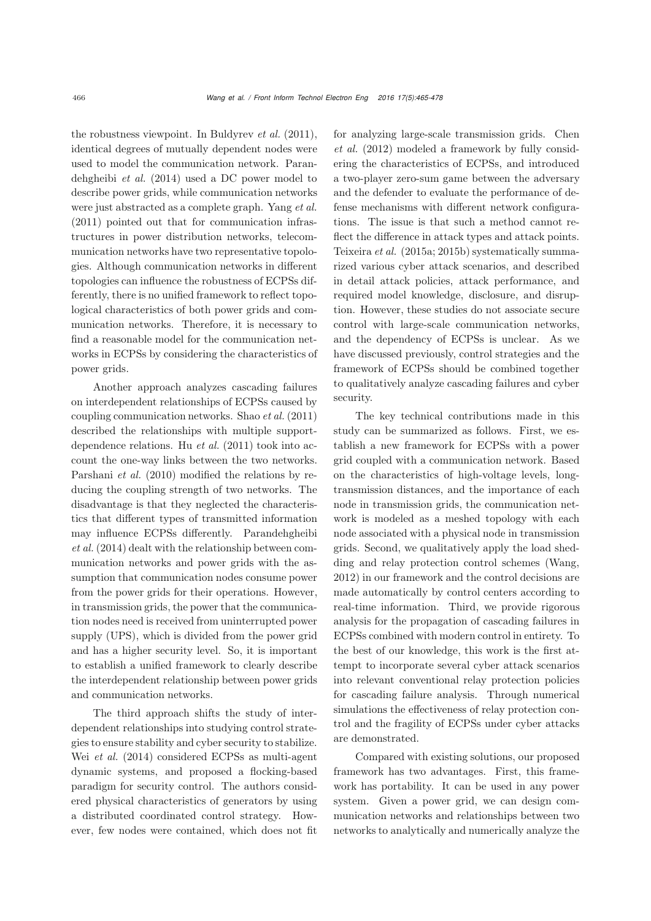the robustness viewpoint. In Buldyrev *et al.* (2011), identical degrees of mutually dependent nodes were used to model the communication network. Parandehgheibi *et al.* (2014) used a DC power model to describe power grids, while communication networks were just abstracted as a complete graph. Yang *et al.* (2011) pointed out that for communication infrastructures in power distribution networks, telecommunication networks have two representative topologies. Although communication networks in different topologies can influence the robustness of ECPSs differently, there is no unified framework to reflect topological characteristics of both power grids and communication networks. Therefore, it is necessary to find a reasonable model for the communication networks in ECPSs by considering the characteristics of power grids.

Another approach analyzes cascading failures on interdependent relationships of ECPSs caused by coupling communication networks. Shao *et al.* (2011) described the relationships with multiple support-dependence relations. Hu *et al.* (2011) took into account the one-way links between the two networks. Parshani *et al.* (2010) modified the relations by reducing the coupling strength of two networks. The disadvantage is that they neglected the characteristics that different types of transmitted information may influence ECPSs differently. Parandehgheibi *et al.* (2014) dealt with the relationship between communication networks and power grids with the assumption that communication nodes consume power from the power grids for their operations. However, in transmission grids, the power that the communication nodes need is received from uninterrupted power supply (UPS), which is divided from the power grid and has a higher security level. So, it is important to establish a unified framework to clearly describe the interdependent relationship between power grids and communication networks.

The third approach shifts the study of interdependent relationships into studying control strategies to ensure stability and cyber security to stabilize. Wei *et al.* (2014) considered ECPSs as multi-agent dynamic systems, and proposed a flocking-based paradigm for security control. The authors considered physical characteristics of generators by using a distributed coordinated control strategy. However, few nodes were contained, which does not fit for analyzing large-scale transmission grids. Chen *et al.* (2012) modeled a framework by fully considering the characteristics of ECPSs, and introduced a two-player zero-sum game between the adversary and the defender to evaluate the performance of defense mechanisms with different network configurations. The issue is that such a method cannot reflect the difference in attack types and attack points. Teixeira *et al.* (2015a; 2015b) systematically summarized various cyber attack scenarios, and described in detail attack policies, attack performance, and required model knowledge, disclosure, and disruption. However, these studies do not associate secure control with large-scale communication networks, and the dependency of ECPSs is unclear. As we have discussed previously, control strategies and the framework of ECPSs should be combined together to qualitatively analyze cascading failures and cyber security.

The key technical contributions made in this study can be summarized as follows. First, we establish a new framework for ECPSs with a power grid coupled with a communication network. Based on the characteristics of high-voltage levels, long-transmission distances, and the importance of each node in transmission grids, the communication network is modeled as a meshed topology with each node associated with a physical node in transmission grids. Second, we qualitatively apply the load shedding and relay protection control schemes (Wang, 2012) in our framework and the control decisions are made automatically by control centers according to real-time information. Third, we provide rigorous analysis for the propagation of cascading failures in ECPSs combined with modern control in entirety. To the best of our knowledge, this work is the first attempt to incorporate several cyber attack scenarios into relevant conventional relay protection policies for cascading failure analysis. Through numerical simulations the effectiveness of relay protection control and the fragility of ECPSs under cyber attacks are demonstrated.

Compared with existing solutions, our proposed framework has two advantages. First, this framework has portability. It can be used in any power system. Given a power grid, we can design communication networks and relationships between two networks to analytically and numerically analyze the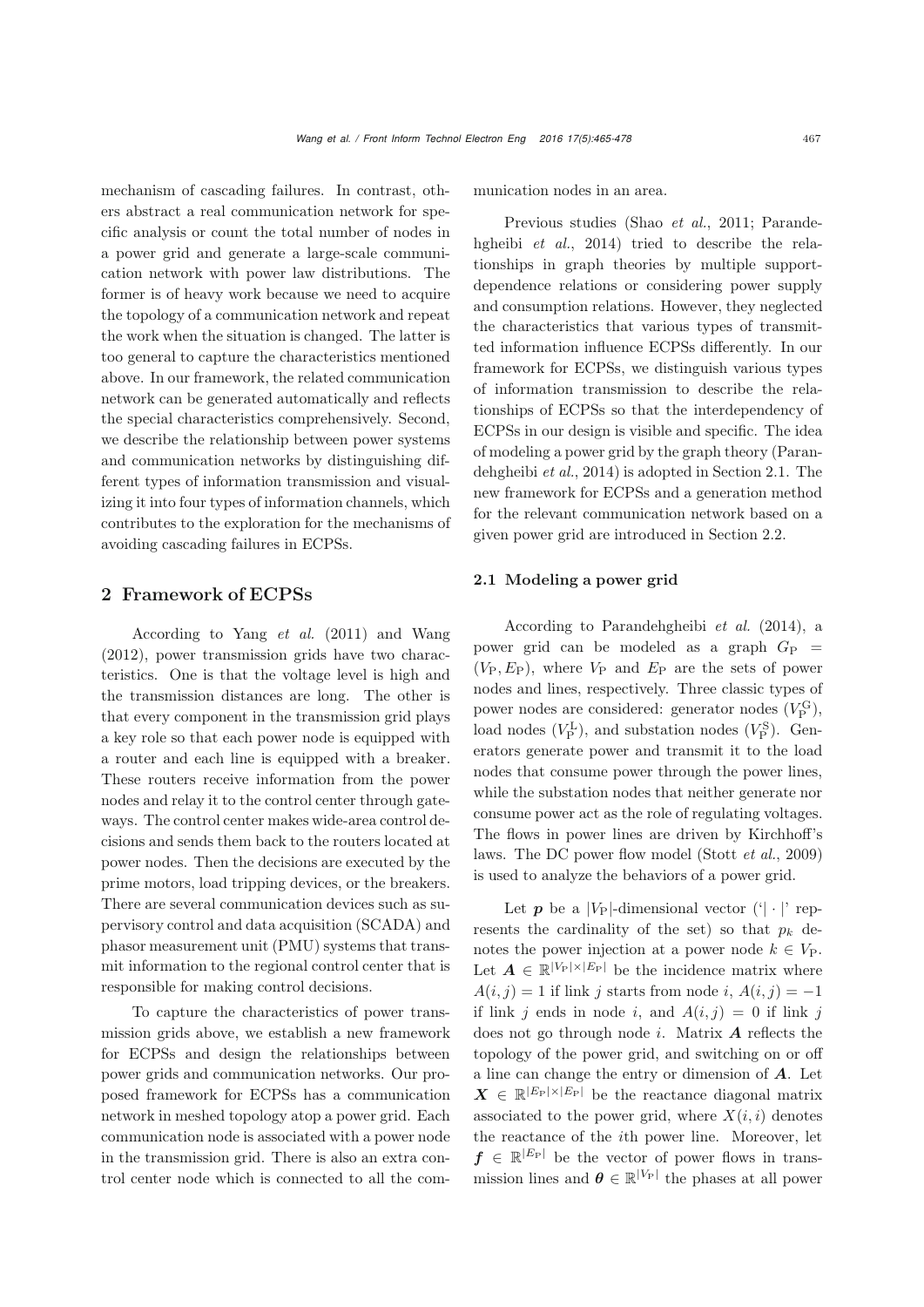mechanism of cascading failures. In contrast, others abstract a real communication network for specific analysis or count the total number of nodes in a power grid and generate a large-scale communication network with power law distributions. The former is of heavy work because we need to acquire the topology of a communication network and repeat the work when the situation is changed. The latter is too general to capture the characteristics mentioned above. In our framework, the related communication network can be generated automatically and reflects the special characteristics comprehensively. Second, we describe the relationship between power systems and communication networks by distinguishing different types of information transmission and visualizing it into four types of information channels, which contributes to the exploration for the mechanisms of avoiding cascading failures in ECPSs.

## 2 Framework of ECPSs

According to Yang *et al.* (2011) and Wang (2012), power transmission grids have two characteristics. One is that the voltage level is high and the transmission distances are long. The other is that every component in the transmission grid plays a key role so that each power node is equipped with a router and each line is equipped with a breaker. These routers receive information from the power nodes and relay it to the control center through gateways. The control center makes wide-area control decisions and sends them back to the routers located at power nodes. Then the decisions are executed by the prime motors, load tripping devices, or the breakers. There are several communication devices such as supervisory control and data acquisition (SCADA) and phasor measurement unit (PMU) systems that transmit information to the regional control center that is responsible for making control decisions.

To capture the characteristics of power transmission grids above, we establish a new framework for ECPSs and design the relationships between power grids and communication networks. Our proposed framework for ECPSs has a communication network in meshed topology atop a power grid. Each communication node is associated with a power node in the transmission grid. There is also an extra control center node which is connected to all the communication nodes in an area.

Previous studies (Shao *et al.*, 2011; Parandehgheibi *et al.*, 2014) tried to describe the relationships in graph theories by multiple support-dependence relations or considering power supply and consumption relations. However, they neglected the characteristics that various types of transmitted information influence ECPSs differently. In our framework for ECPSs, we distinguish various types of information transmission to describe the relationships of ECPSs so that the interdependency of ECPSs in our design is visible and specific. The idea of modeling a power grid by the graph theory (Parandehgheibi *et al.*, 2014) is adopted in Section 2.1. The new framework for ECPSs and a generation method for the relevant communication network based on a given power grid are introduced in Section 2.2.

### 2.1 Modeling a power grid

According to Parandehgheibi *et al.* (2014), a power grid can be modeled as a graph $G_{\mathrm{P}} = (V_{\mathrm{P}}, E_{\mathrm{P}})$, where $V_{\mathrm{P}}$ and $E_{\mathrm{P}}$ are the sets of power nodes and lines, respectively. Three classic types of power nodes are considered: generator nodes ($V_{\mathrm{P}}^{\mathrm{G}}$), load nodes ($V_{\mathrm{P}}^{\mathrm{L}}$), and substation nodes ($V_{\mathrm{P}}^{\mathrm{S}}$). Generators generate power and transmit it to the load nodes that consume power through the power lines, while the substation nodes that neither generate nor consume power act as the role of regulating voltages. The flows in power lines are driven by Kirchhoff's laws. The DC power flow model (Stott *et al.*, 2009) is used to analyze the behaviors of a power grid.

Let $\boldsymbol{p}$ be a $|V_{\mathrm{P}}|$-dimensional vector ('$|\cdot|$' represents the cardinality of the set) so that $p_k$ denotes the power injection at a power node $k \in V_{\mathrm{P}}$. Let $\boldsymbol{A} \in \mathbb{R}^{|V_{\mathrm{P}}|\times|E_{\mathrm{P}}|}$ be the incidence matrix where $A(i,j) = 1$ if link $j$ starts from node $i$, $A(i,j) = -1$ if link $j$ ends in node $i$, and $A(i,j) = 0$ if link $j$ does not go through node $i$. Matrix $\boldsymbol{A}$ reflects the topology of the power grid, and switching on or off a line can change the entry or dimension of $\boldsymbol{A}$. Let $\boldsymbol{X} \in \mathbb{R}^{|E_{\mathrm{P}}|\times|E_{\mathrm{P}}|}$ be the reactance diagonal matrix associated to the power grid, where $X(i,i)$ denotes the reactance of the $i$th power line. Moreover, let $\boldsymbol{f} \in \mathbb{R}^{|E_{\mathrm{P}}|}$ be the vector of power flows in transmission lines and $\boldsymbol{\theta} \in \mathbb{R}^{|V_{\mathrm{P}}|}$ the phases at all power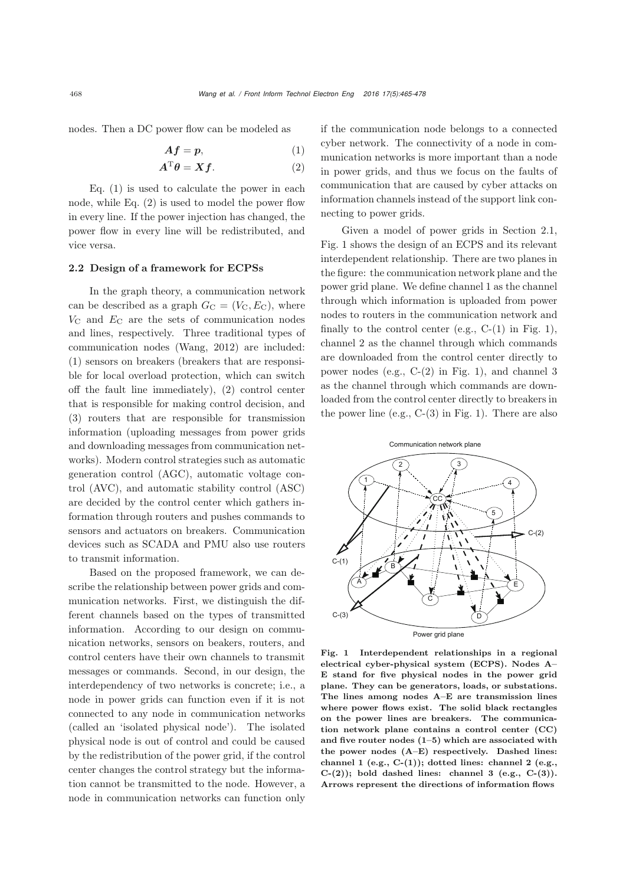nodes. Then a DC power flow can be modeled as

$$\boldsymbol{A}\boldsymbol{f} = \boldsymbol{p}, \tag{1}$$

$$\boldsymbol{A}^{\mathrm{T}}\boldsymbol{\theta} = \boldsymbol{X}\boldsymbol{f}. \tag{2}$$

Eq. (1) is used to calculate the power in each node, while Eq. (2) is used to model the power flow in every line. If the power injection has changed, the power flow in every line will be redistributed, and vice versa.

### 2.2 Design of a framework for ECPSs

In the graph theory, a communication network can be described as a graph $G_{\mathrm{C}} = (V_{\mathrm{C}}, E_{\mathrm{C}})$, where $V_{\mathrm{C}}$ and $E_{\mathrm{C}}$ are the sets of communication nodes and lines, respectively. Three traditional types of communication nodes (Wang, 2012) are included: (1) sensors on breakers (breakers that are responsible for local overload protection, which can switch off the fault line immediately), (2) control center that is responsible for making control decision, and (3) routers that are responsible for transmission information (uploading messages from power grids and downloading messages from communication networks). Modern control strategies such as automatic generation control (AGC), automatic voltage control (AVC), and automatic stability control (ASC) are decided by the control center which gathers information through routers and pushes commands to sensors and actuators on breakers. Communication devices such as SCADA and PMU also use routers to transmit information.

Based on the proposed framework, we can describe the relationship between power grids and communication networks. First, we distinguish the different channels based on the types of transmitted information. According to our design on communication networks, sensors on beakers, routers, and control centers have their own channels to transmit messages or commands. Second, in our design, the interdependency of two networks is concrete; i.e., a node in power grids can function even if it is not connected to any node in communication networks (called an 'isolated physical node'). The isolated physical node is out of control and could be caused by the redistribution of the power grid, if the control center changes the control strategy but the information cannot be transmitted to the node. However, a node in communication networks can function only if the communication node belongs to a connected cyber network. The connectivity of a node in communication networks is more important than a node in power grids, and thus we focus on the faults of communication that are caused by cyber attacks on information channels instead of the support link connecting to power grids.

Given a model of power grids in Section 2.1, Fig. 1 shows the design of an ECPS and its relevant interdependent relationship. There are two planes in the figure: the communication network plane and the power grid plane. We define channel 1 as the channel through which information is uploaded from power nodes to routers in the communication network and finally to the control center (e.g., C-(1) in Fig. 1), channel 2 as the channel through which commands are downloaded from the control center directly to power nodes (e.g., C-(2) in Fig. 1), and channel 3 as the channel through which commands are downloaded from the control center directly to breakers in the power line (e.g., C-(3) in Fig. 1). There are also

Communication network plane

1 2 3 4 5 CC

C-(1) C-(2) C-(3)

A B C D E

Power grid plane

**Fig. 1 Interdependent relationships in a regional electrical cyber-physical system (ECPS). Nodes A–E stand for five physical nodes in the power grid plane. They can be generators, loads, or substations. The lines among nodes A–E are transmission lines where power flows exist. The solid black rectangles on the power lines are breakers. The communication network plane contains a control center (CC) and five router nodes (1–5) which are associated with the power nodes (A–E) respectively. Dashed lines: channel 1 (e.g., C-(1)); dotted lines: channel 2 (e.g., C-(2)); bold dashed lines: channel 3 (e.g., C-(3)). Arrows represent the directions of information flows**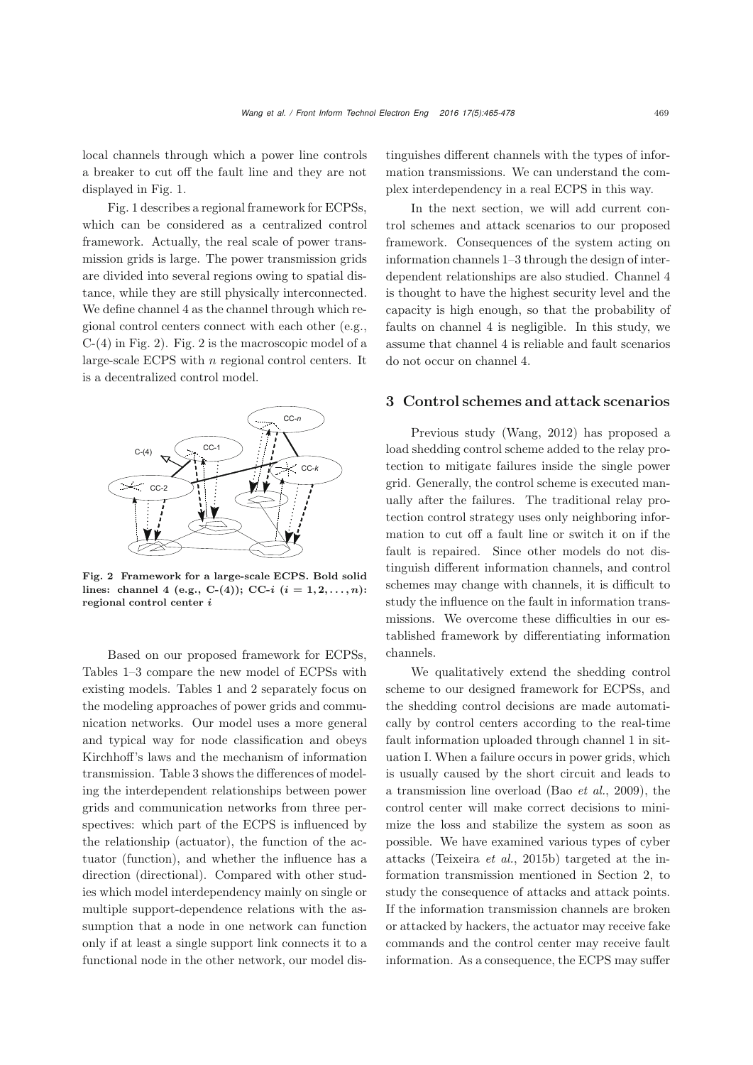local channels through which a power line controls a breaker to cut off the fault line and they are not displayed in Fig. 1.

Fig. 1 describes a regional framework for ECPSs, which can be considered as a centralized control framework. Actually, the real scale of power transmission grids is large. The power transmission grids are divided into several regions owing to spatial distance, while they are still physically interconnected. We define channel 4 as the channel through which regional control centers connect with each other (e.g., C-(4) in Fig. 2). Fig. 2 is the macroscopic model of a large-scale ECPS with $n$ regional control centers. It is a decentralized control model.

**Fig. 2 Framework for a large-scale ECPS. Bold solid lines: channel 4 (e.g., C-(4)); CC-$i$ ($i = 1, 2, \ldots, n$): regional control center $i$**

Based on our proposed framework for ECPSs, Tables 1–3 compare the new model of ECPSs with existing models. Tables 1 and 2 separately focus on the modeling approaches of power grids and communication networks. Our model uses a more general and typical way for node classification and obeys Kirchhoff's laws and the mechanism of information transmission. Table 3 shows the differences of modeling the interdependent relationships between power grids and communication networks from three perspectives: which part of the ECPS is influenced by the relationship (actuator), the function of the actuator (function), and whether the influence has a direction (directional). Compared with other studies which model interdependency mainly on single or multiple support-dependence relations with the assumption that a node in one network can function only if at least a single support link connects it to a functional node in the other network, our model distinguishes different channels with the types of information transmissions. We can understand the complex interdependency in a real ECPS in this way.

In the next section, we will add current control schemes and attack scenarios to our proposed framework. Consequences of the system acting on information channels 1–3 through the design of interdependent relationships are also studied. Channel 4 is thought to have the highest security level and the capacity is high enough, so that the probability of faults on channel 4 is negligible. In this study, we assume that channel 4 is reliable and fault scenarios do not occur on channel 4.

## 3 Control schemes and attack scenarios

Previous study (Wang, 2012) has proposed a load shedding control scheme added to the relay protection to mitigate failures inside the single power grid. Generally, the control scheme is executed manually after the failures. The traditional relay protection control strategy uses only neighboring information to cut off a fault line or switch it on if the fault is repaired. Since other models do not distinguish different information channels, and control schemes may change with channels, it is difficult to study the influence on the fault in information transmissions. We overcome these difficulties in our established framework by differentiating information channels.

We qualitatively extend the shedding control scheme to our designed framework for ECPSs, and the shedding control decisions are made automatically by control centers according to the real-time fault information uploaded through channel 1 in situation I. When a failure occurs in power grids, which is usually caused by the short circuit and leads to a transmission line overload (Bao *et al.*, 2009), the control center will make correct decisions to minimize the loss and stabilize the system as soon as possible. We have examined various types of cyber attacks (Teixeira *et al.*, 2015b) targeted at the information transmission mentioned in Section 2, to study the consequence of attacks and attack points. If the information transmission channels are broken or attacked by hackers, the actuator may receive fake commands and the control center may receive fault information. As a consequence, the ECPS may suffer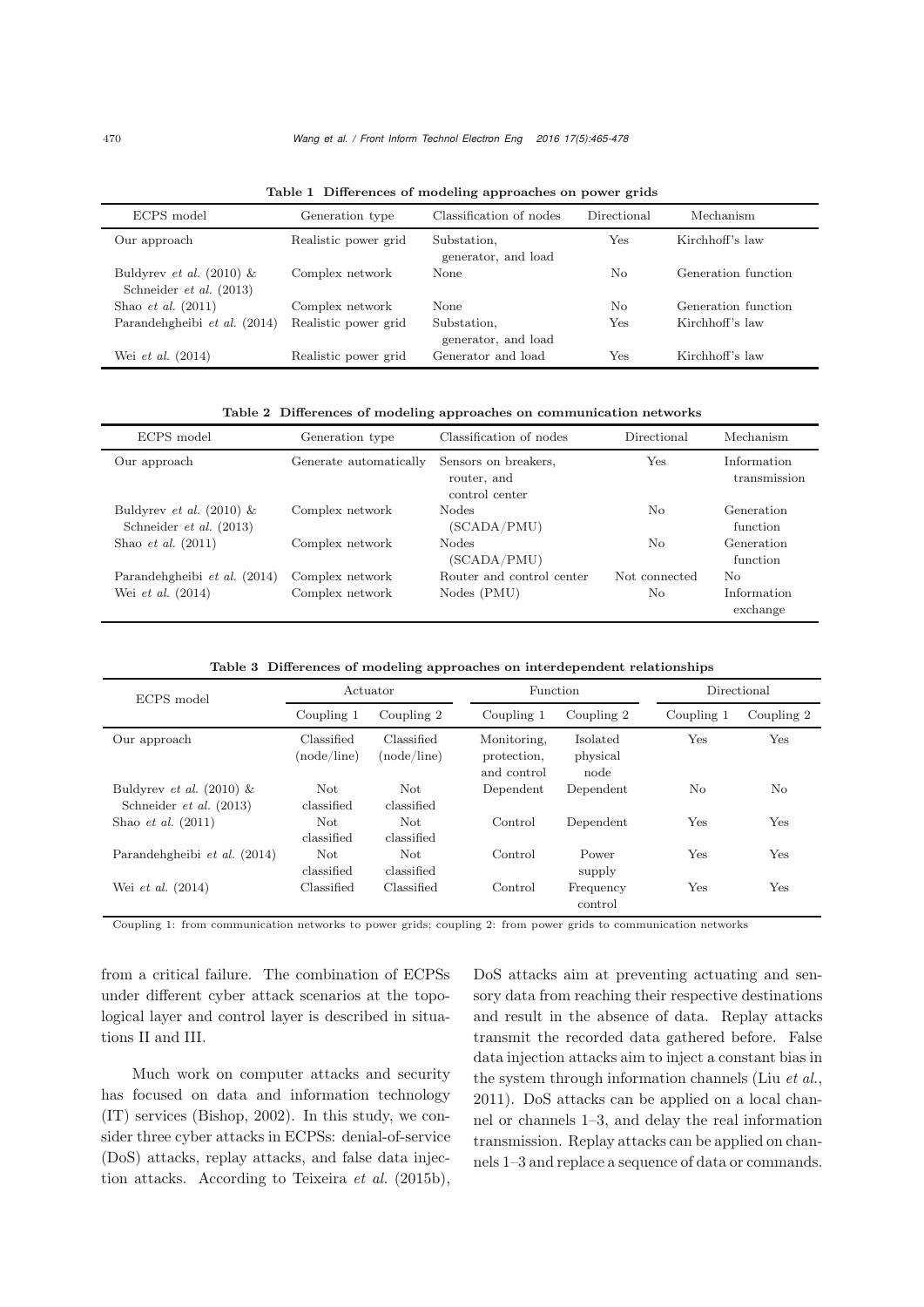**Table 1 Differences of modeling approaches on power grids**

| ECPS model | Generation type | Classification of nodes | Directional | Mechanism |
|---|---|---|---|---|
| Our approach | Realistic power grid | Substation, generator, and load | Yes | Kirchhoff's law |
| Buldyrev *et al.* (2010) & Schneider *et al.* (2013) | Complex network | None | No | Generation function |
| Shao *et al.* (2011) | Complex network | None | No | Generation function |
| Parandehgheibi *et al.* (2014) | Realistic power grid | Substation, generator, and load | Yes | Kirchhoff's law |
| Wei *et al.* (2014) | Realistic power grid | Generator and load | Yes | Kirchhoff's law |

**Table 2 Differences of modeling approaches on communication networks**

| ECPS model | Generation type | Classification of nodes | Directional | Mechanism |
|---|---|---|---|---|
| Our approach | Generate automatically | Sensors on breakers, router, and control center | Yes | Information transmission |
| Buldyrev *et al.* (2010) & Schneider *et al.* (2013) | Complex network | Nodes (SCADA/PMU) | No | Generation function |
| Shao *et al.* (2011) | Complex network | Nodes (SCADA/PMU) | No | Generation function |
| Parandehgheibi *et al.* (2014) | Complex network | Router and control center | Not connected | No |
| Wei *et al.* (2014) | Complex network | Nodes (PMU) | No | Information exchange |

**Table 3 Differences of modeling approaches on interdependent relationships**

| ECPS model | Actuator | | Function | | Directional | |
|---|---|---|---|---|---|---|
| | Coupling 1 | Coupling 2 | Coupling 1 | Coupling 2 | Coupling 1 | Coupling 2 |
| Our approach | Classified (node/line) | Classified (node/line) | Monitoring, protection, and control | Isolated physical node | Yes | Yes |
| Buldyrev *et al.* (2010) & Schneider *et al.* (2013) | Not classified | Not classified | Dependent | Dependent | No | No |
| Shao *et al.* (2011) | Not classified | Not classified | Control | Dependent | Yes | Yes |
| Parandehgheibi *et al.* (2014) | Not classified | Not classified | Control | Power supply | Yes | Yes |
| Wei *et al.* (2014) | Classified | Classified | Control | Frequency control | Yes | Yes |

Coupling 1: from communication networks to power grids; coupling 2: from power grids to communication networks

from a critical failure. The combination of ECPSs under different cyber attack scenarios at the topological layer and control layer is described in situations II and III.

Much work on computer attacks and security has focused on data and information technology (IT) services (Bishop, 2002). In this study, we consider three cyber attacks in ECPSs: denial-of-service (DoS) attacks, replay attacks, and false data injection attacks. According to Teixeira *et al.* (2015b), DoS attacks aim at preventing actuating and sensory data from reaching their respective destinations and result in the absence of data. Replay attacks transmit the recorded data gathered before. False data injection attacks aim to inject a constant bias in the system through information channels (Liu *et al.*, 2011). DoS attacks can be applied on a local channel or channels 1–3, and delay the real information transmission. Replay attacks can be applied on channels 1–3 and replace a sequence of data or commands.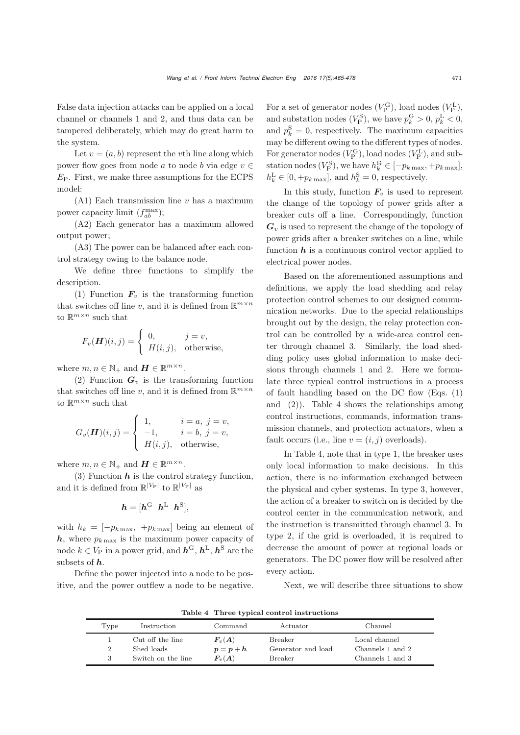False data injection attacks can be applied on a local channel or channels 1 and 2, and thus data can be tampered deliberately, which may do great harm to the system.

Let $v = (a, b)$ represent the $v$th line along which power flow goes from node $a$ to node $b$ via edge $v \in E_{\mathrm{P}}$. First, we make three assumptions for the ECPS model:

(A1) Each transmission line $v$ has a maximum power capacity limit ($f_{ab}^{\max}$);

(A2) Each generator has a maximum allowed output power;

(A3) The power can be balanced after each control strategy owing to the balance node.

We define three functions to simplify the description.

(1) Function $\boldsymbol{F}_v$ is the transforming function that switches off line $v$, and it is defined from $\mathbb{R}^{m\times n}$ to $\mathbb{R}^{m\times n}$ such that

$$F_v(\boldsymbol{H})(i,j) = \begin{cases} 0, & j = v, \\ H(i,j), & \text{otherwise}, \end{cases}$$

where $m, n \in \mathbb{N}_+$ and $\boldsymbol{H} \in \mathbb{R}^{m\times n}$.

(2) Function $\boldsymbol{G}_v$ is the transforming function that switches off line $v$, and it is defined from $\mathbb{R}^{m\times n}$ to $\mathbb{R}^{m\times n}$ such that

$$G_v(\boldsymbol{H})(i,j) = \begin{cases} 1, & i = a,\ j = v, \\ -1, & i = b,\ j = v, \\ H(i,j), & \text{otherwise}, \end{cases}$$

where $m, n \in \mathbb{N}_+$ and $\boldsymbol{H} \in \mathbb{R}^{m\times n}$.

(3) Function $\boldsymbol{h}$ is the control strategy function, and it is defined from $\mathbb{R}^{|V_{\mathrm{P}}|}$ to $\mathbb{R}^{|V_{\mathrm{P}}|}$ as

$$\boldsymbol{h} = [\boldsymbol{h}^{\mathrm{G}}\ \ \boldsymbol{h}^{\mathrm{L}}\ \ \boldsymbol{h}^{\mathrm{S}}],$$

with $h_k = [-p_{k\max},\ +p_{k\max}]$ being an element of $\boldsymbol{h}$, where $p_{k\max}$ is the maximum power capacity of node $k \in V_{\mathrm{P}}$ in a power grid, and $\boldsymbol{h}^{\mathrm{G}}$, $\boldsymbol{h}^{\mathrm{L}}$, $\boldsymbol{h}^{\mathrm{S}}$ are the subsets of $\boldsymbol{h}$.

Define the power injected into a node to be positive, and the power outflew a node to be negative. For a set of generator nodes ($V_{\mathrm{P}}^{\mathrm{G}}$), load nodes ($V_{\mathrm{P}}^{\mathrm{L}}$), and substation nodes ($V_{\mathrm{P}}^{\mathrm{S}}$), we have $p_k^{\mathrm{G}} > 0$, $p_k^{\mathrm{L}} < 0$, and $p_k^{\mathrm{S}} = 0$, respectively. The maximum capacities may be different owing to the different types of nodes. For generator nodes ($V_{\mathrm{P}}^{\mathrm{G}}$), load nodes ($V_{\mathrm{P}}^{\mathrm{L}}$), and substation nodes ($V_{\mathrm{P}}^{\mathrm{S}}$), we have $h_k^{\mathrm{G}} \in [-p_{k\max}, +p_{k\max}]$, $h_k^{\mathrm{L}} \in [0, +p_{k\max}]$, and $h_k^{\mathrm{S}} = 0$, respectively.

In this study, function $\boldsymbol{F}_v$ is used to represent the change of the topology of power grids after a breaker cuts off a line. Correspondingly, function $\boldsymbol{G}_v$ is used to represent the change of the topology of power grids after a breaker switches on a line, while function $\boldsymbol{h}$ is a continuous control vector applied to electrical power nodes.

Based on the aforementioned assumptions and definitions, we apply the load shedding and relay protection control schemes to our designed communication networks. Due to the special relationships brought out by the design, the relay protection control can be controlled by a wide-area control center through channel 3. Similarly, the load shedding policy uses global information to make decisions through channels 1 and 2. Here we formulate three typical control instructions in a process of fault handling based on the DC flow (Eqs. (1) and (2)). Table 4 shows the relationships among control instructions, commands, information transmission channels, and protection actuators, when a fault occurs (i.e., line $v = (i, j)$ overloads).

In Table 4, note that in type 1, the breaker uses only local information to make decisions. In this action, there is no information exchanged between the physical and cyber systems. In type 3, however, the action of a breaker to switch on is decided by the control center in the communication network, and the instruction is transmitted through channel 3. In type 2, if the grid is overloaded, it is required to decrease the amount of power at regional loads or generators. The DC power flow will be resolved after every action.

Next, we will describe three situations to show

**Table 4 Three typical control instructions**

| Type | Instruction | Command | Actuator | Channel |
|---|---|---|---|---|
| 1 | Cut off the line | $\boldsymbol{F}_v(\boldsymbol{A})$ | Breaker | Local channel |
| 2 | Shed loads | $\boldsymbol{p} = \boldsymbol{p} + \boldsymbol{h}$ | Generator and load | Channels 1 and 2 |
| 3 | Switch on the line | $\boldsymbol{F}_v(\boldsymbol{A})$ | Breaker | Channels 1 and 3 |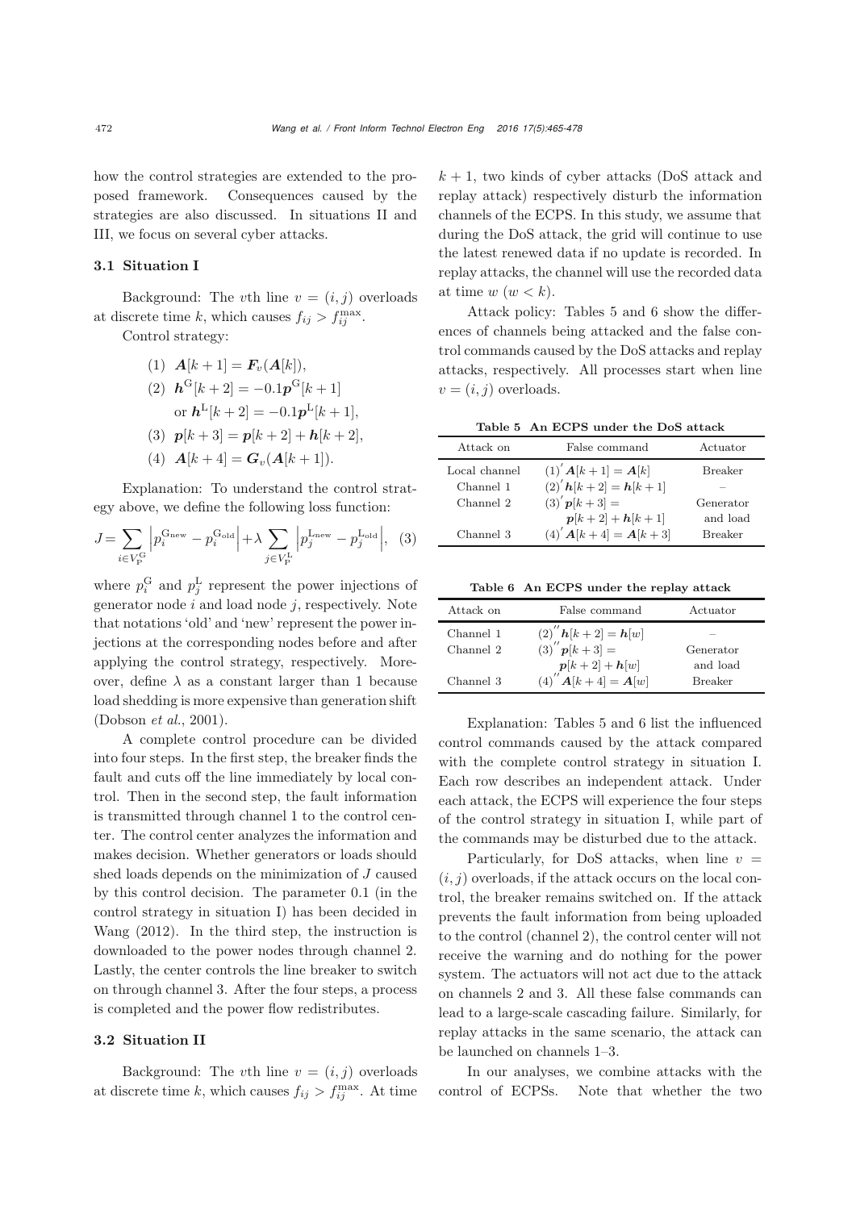how the control strategies are extended to the proposed framework. Consequences caused by the strategies are also discussed. In situations II and III, we focus on several cyber attacks.

### 3.1 Situation I

Background: The $v$th line $v = (i, j)$ overloads at discrete time $k$, which causes $f_{ij} > f_{ij}^{\max}$.

Control strategy:

(1) $\boldsymbol{A}[k+1] = \boldsymbol{F}_v(\boldsymbol{A}[k])$,

(2) $\boldsymbol{h}^{\mathrm{G}}[k+2] = -0.1\boldsymbol{p}^{\mathrm{G}}[k+1]$ or $\boldsymbol{h}^{\mathrm{L}}[k+2] = -0.1\boldsymbol{p}^{\mathrm{L}}[k+1]$,

(3) $\boldsymbol{p}[k+3] = \boldsymbol{p}[k+2] + \boldsymbol{h}[k+2]$,

(4) $\boldsymbol{A}[k+4] = \boldsymbol{G}_v(\boldsymbol{A}[k+1])$.

Explanation: To understand the control strategy above, we define the following loss function:

$$J = \sum_{i \in V_{\mathrm{P}}^{\mathrm{G}}} \left| p_i^{\mathrm{G_{new}}} - p_i^{\mathrm{G_{old}}} \right| + \lambda \sum_{j \in V_{\mathrm{P}}^{\mathrm{L}}} \left| p_j^{\mathrm{L_{new}}} - p_j^{\mathrm{L_{old}}} \right|, \quad (3)$$

where $p_i^{\mathrm{G}}$ and $p_j^{\mathrm{L}}$ represent the power injections of generator node $i$ and load node $j$, respectively. Note that notations 'old' and 'new' represent the power injections at the corresponding nodes before and after applying the control strategy, respectively. Moreover, define $\lambda$ as a constant larger than 1 because load shedding is more expensive than generation shift (Dobson *et al.*, 2001).

A complete control procedure can be divided into four steps. In the first step, the breaker finds the fault and cuts off the line immediately by local control. Then in the second step, the fault information is transmitted through channel 1 to the control center. The control center analyzes the information and makes decision. Whether generators or loads should shed loads depends on the minimization of $J$ caused by this control decision. The parameter 0.1 (in the control strategy in situation I) has been decided in Wang (2012). In the third step, the instruction is downloaded to the power nodes through channel 2. Lastly, the center controls the line breaker to switch on through channel 3. After the four steps, a process is completed and the power flow redistributes.

### 3.2 Situation II

Background: The $v$th line $v = (i, j)$ overloads at discrete time $k$, which causes $f_{ij} > f_{ij}^{\max}$. At time $k+1$, two kinds of cyber attacks (DoS attack and replay attack) respectively disturb the information channels of the ECPS. In this study, we assume that during the DoS attack, the grid will continue to use the latest renewed data if no update is recorded. In replay attacks, the channel will use the recorded data at time $w$ $(w < k)$.

Attack policy: Tables 5 and 6 show the differences of channels being attacked and the false control commands caused by the DoS attacks and replay attacks, respectively. All processes start when line $v = (i, j)$ overloads.

**Table 5 An ECPS under the DoS attack**

| Attack on | False command | Actuator |
|---|---|---|
| Local channel | $(1)'\ \boldsymbol{A}[k+1] = \boldsymbol{A}[k]$ | Breaker |
| Channel 1 | $(2)'\ \boldsymbol{h}[k+2] = \boldsymbol{h}[k+1]$ | – |
| Channel 2 | $(3)'\ \boldsymbol{p}[k+3] = \boldsymbol{p}[k+2] + \boldsymbol{h}[k+1]$ | Generator and load |
| Channel 3 | $(4)'\ \boldsymbol{A}[k+4] = \boldsymbol{A}[k+3]$ | Breaker |

**Table 6 An ECPS under the replay attack**

| Attack on | False command | Actuator |
|---|---|---|
| Channel 1 | $(2)''\ \boldsymbol{h}[k+2] = \boldsymbol{h}[w]$ | – |
| Channel 2 | $(3)''\ \boldsymbol{p}[k+3] = \boldsymbol{p}[k+2] + \boldsymbol{h}[w]$ | Generator and load |
| Channel 3 | $(4)''\ \boldsymbol{A}[k+4] = \boldsymbol{A}[w]$ | Breaker |

Explanation: Tables 5 and 6 list the influenced control commands caused by the attack compared with the complete control strategy in situation I. Each row describes an independent attack. Under each attack, the ECPS will experience the four steps of the control strategy in situation I, while part of the commands may be disturbed due to the attack.

Particularly, for DoS attacks, when line $v = (i, j)$ overloads, if the attack occurs on the local control, the breaker remains switched on. If the attack prevents the fault information from being uploaded to the control (channel 2), the control center will not receive the warning and do nothing for the power system. The actuators will not act due to the attack on channels 2 and 3. All these false commands can lead to a large-scale cascading failure. Similarly, for replay attacks in the same scenario, the attack can be launched on channels 1–3.

In our analyses, we combine attacks with the control of ECPSs. Note that whether the two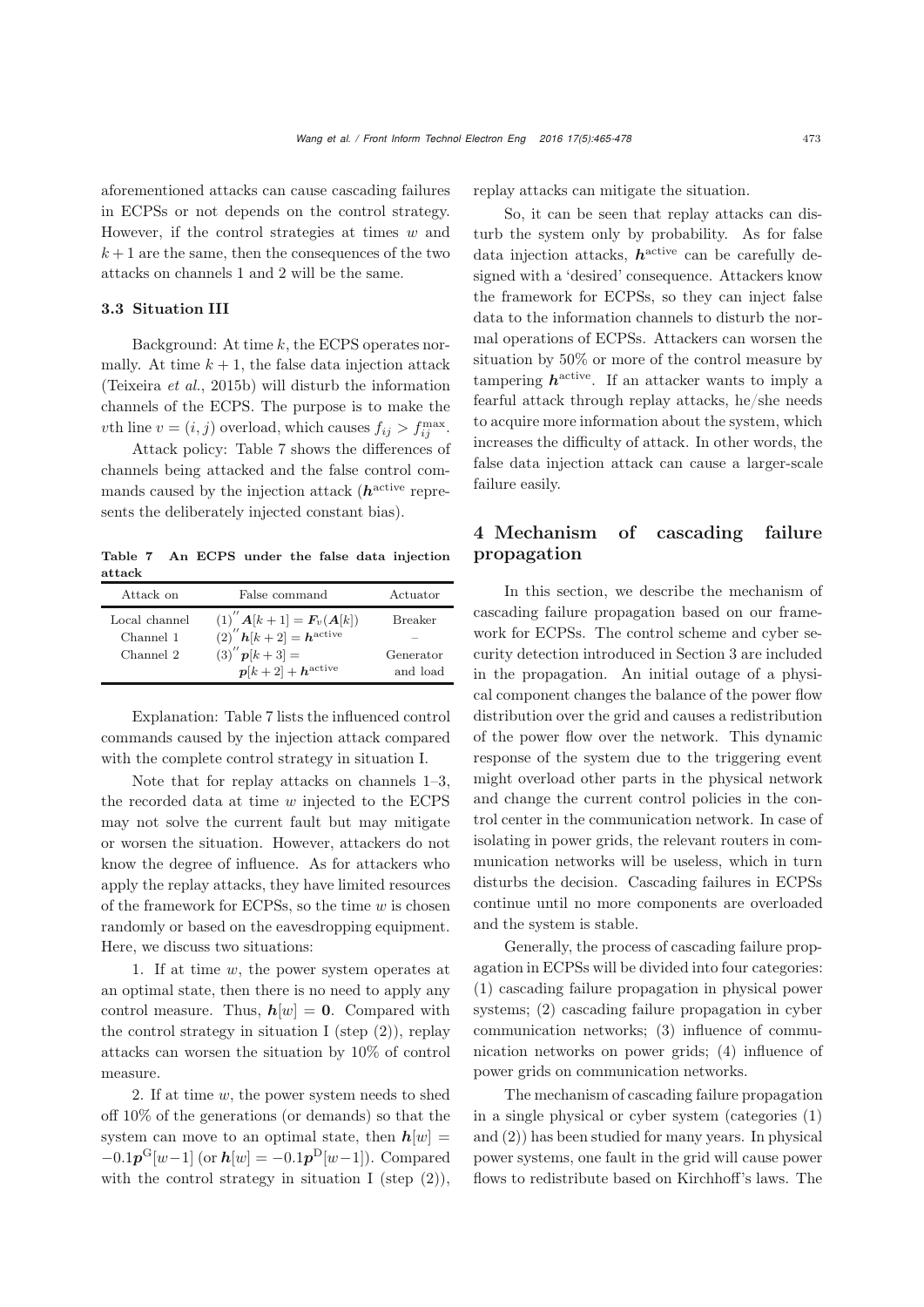aforementioned attacks can cause cascading failures in ECPSs or not depends on the control strategy. However, if the control strategies at times $w$ and $k+1$ are the same, then the consequences of the two attacks on channels 1 and 2 will be the same.

### 3.3 Situation III

Background: At time $k$, the ECPS operates normally. At time $k+1$, the false data injection attack (Teixeira *et al.*, 2015b) will disturb the information channels of the ECPS. The purpose is to make the $v$th line $v=(i,j)$ overload, which causes $f_{ij} > f_{ij}^{\max}$.

Attack policy: Table 7 shows the differences of channels being attacked and the false control commands caused by the injection attack ($\boldsymbol{h}^{\text{active}}$ represents the deliberately injected constant bias).

**Table 7 An ECPS under the false data injection attack**

| Attack on | False command | Actuator |
|---|---|---|
| Local channel | $(1)'' \boldsymbol{A}[k+1] = \boldsymbol{F}_v(\boldsymbol{A}[k])$ | Breaker |
| Channel 1 | $(2)'' \boldsymbol{h}[k+2] = \boldsymbol{h}^{\text{active}}$ | – |
| Channel 2 | $(3)'' \boldsymbol{p}[k+3] = \boldsymbol{p}[k+2] + \boldsymbol{h}^{\text{active}}$ | Generator and load |

Explanation: Table 7 lists the influenced control commands caused by the injection attack compared with the complete control strategy in situation I.

Note that for replay attacks on channels 1–3, the recorded data at time $w$ injected to the ECPS may not solve the current fault but may mitigate or worsen the situation. However, attackers do not know the degree of influence. As for attackers who apply the replay attacks, they have limited resources of the framework for ECPSs, so the time $w$ is chosen randomly or based on the eavesdropping equipment. Here, we discuss two situations:

1. If at time $w$, the power system operates at an optimal state, then there is no need to apply any control measure. Thus, $\boldsymbol{h}[w] = \boldsymbol{0}$. Compared with the control strategy in situation I (step (2)), replay attacks can worsen the situation by 10% of control measure.

2. If at time $w$, the power system needs to shed off 10% of the generations (or demands) so that the system can move to an optimal state, then $\boldsymbol{h}[w] = -0.1\boldsymbol{p}^{\text{G}}[w-1]$ (or $\boldsymbol{h}[w] = -0.1\boldsymbol{p}^{\text{D}}[w-1]$). Compared with the control strategy in situation I (step (2)), replay attacks can mitigate the situation.

So, it can be seen that replay attacks can disturb the system only by probability. As for false data injection attacks, $\boldsymbol{h}^{\text{active}}$ can be carefully designed with a 'desired' consequence. Attackers know the framework for ECPSs, so they can inject false data to the information channels to disturb the normal operations of ECPSs. Attackers can worsen the situation by 50% or more of the control measure by tampering $\boldsymbol{h}^{\text{active}}$. If an attacker wants to imply a fearful attack through replay attacks, he/she needs to acquire more information about the system, which increases the difficulty of attack. In other words, the false data injection attack can cause a larger-scale failure easily.

## 4 Mechanism of cascading failure propagation

In this section, we describe the mechanism of cascading failure propagation based on our framework for ECPSs. The control scheme and cyber security detection introduced in Section 3 are included in the propagation. An initial outage of a physical component changes the balance of the power flow distribution over the grid and causes a redistribution of the power flow over the network. This dynamic response of the system due to the triggering event might overload other parts in the physical network and change the current control policies in the control center in the communication network. In case of isolating in power grids, the relevant routers in communication networks will be useless, which in turn disturbs the decision. Cascading failures in ECPSs continue until no more components are overloaded and the system is stable.

Generally, the process of cascading failure propagation in ECPSs will be divided into four categories: (1) cascading failure propagation in physical power systems; (2) cascading failure propagation in cyber communication networks; (3) influence of communication networks on power grids; (4) influence of power grids on communication networks.

The mechanism of cascading failure propagation in a single physical or cyber system (categories (1) and (2)) has been studied for many years. In physical power systems, one fault in the grid will cause power flows to redistribute based on Kirchhoff's laws. The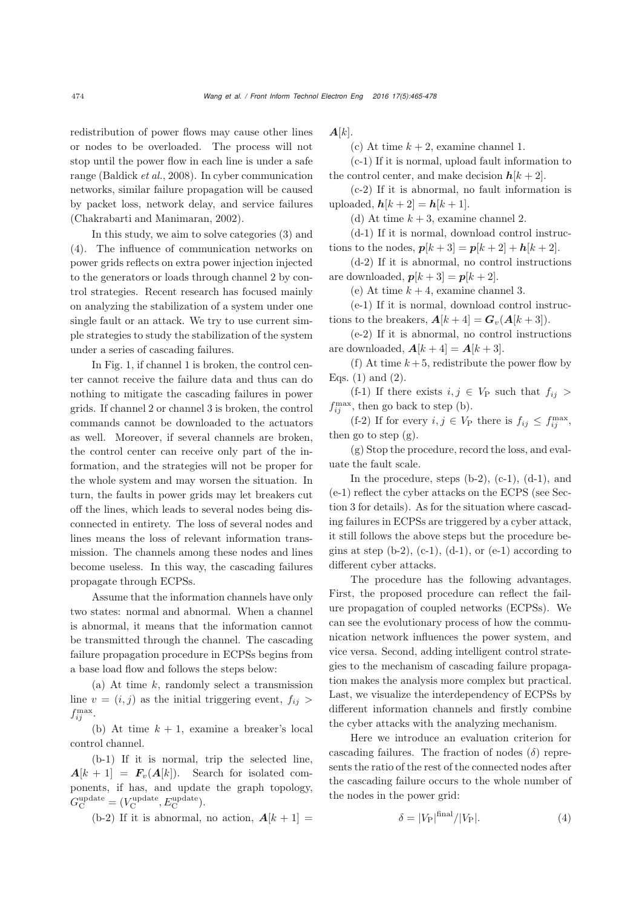redistribution of power flows may cause other lines or nodes to be overloaded. The process will not stop until the power flow in each line is under a safe range (Baldick *et al.*, 2008). In cyber communication networks, similar failure propagation will be caused by packet loss, network delay, and service failures (Chakrabarti and Manimaran, 2002).

In this study, we aim to solve categories (3) and (4). The influence of communication networks on power grids reflects on extra power injection injected to the generators or loads through channel 2 by control strategies. Recent research has focused mainly on analyzing the stabilization of a system under one single fault or an attack. We try to use current simple strategies to study the stabilization of the system under a series of cascading failures.

In Fig. 1, if channel 1 is broken, the control center cannot receive the failure data and thus can do nothing to mitigate the cascading failures in power grids. If channel 2 or channel 3 is broken, the control commands cannot be downloaded to the actuators as well. Moreover, if several channels are broken, the control center can receive only part of the information, and the strategies will not be proper for the whole system and may worsen the situation. In turn, the faults in power grids may let breakers cut off the lines, which leads to several nodes being disconnected in entirety. The loss of several nodes and lines means the loss of relevant information transmission. The channels among these nodes and lines become useless. In this way, the cascading failures propagate through ECPSs.

Assume that the information channels have only two states: normal and abnormal. When a channel is abnormal, it means that the information cannot be transmitted through the channel. The cascading failure propagation procedure in ECPSs begins from a base load flow and follows the steps below:

(a) At time $k$, randomly select a transmission line $v = (i, j)$ as the initial triggering event, $f_{ij} > f_{ij}^{\max}$.

(b) At time $k+1$, examine a breaker's local control channel.

(b-1) If it is normal, trip the selected line, $\boldsymbol{A}[k+1] = \boldsymbol{F}_v(\boldsymbol{A}[k])$. Search for isolated components, if has, and update the graph topology, $G_{\mathrm{C}}^{\mathrm{update}} = (V_{\mathrm{C}}^{\mathrm{update}}, E_{\mathrm{C}}^{\mathrm{update}})$.

(b-2) If it is abnormal, no action, $\boldsymbol{A}[k+1] = \boldsymbol{A}[k]$.

(c) At time $k+2$, examine channel 1.

(c-1) If it is normal, upload fault information to the control center, and make decision $\boldsymbol{h}[k+2]$.

(c-2) If it is abnormal, no fault information is uploaded, $\boldsymbol{h}[k+2] = \boldsymbol{h}[k+1]$.

(d) At time $k+3$, examine channel 2.

(d-1) If it is normal, download control instructions to the nodes, $\boldsymbol{p}[k+3] = \boldsymbol{p}[k+2] + \boldsymbol{h}[k+2]$.

(d-2) If it is abnormal, no control instructions are downloaded, $\boldsymbol{p}[k+3] = \boldsymbol{p}[k+2]$.

(e) At time $k+4$, examine channel 3.

(e-1) If it is normal, download control instructions to the breakers, $\boldsymbol{A}[k+4] = \boldsymbol{G}_v(\boldsymbol{A}[k+3])$.

(e-2) If it is abnormal, no control instructions are downloaded, $\boldsymbol{A}[k+4] = \boldsymbol{A}[k+3]$.

(f) At time $k+5$, redistribute the power flow by Eqs. (1) and (2).

(f-1) If there exists $i, j \in V_{\mathrm{P}}$ such that $f_{ij} > f_{ij}^{\max}$, then go back to step (b).

(f-2) If for every $i, j \in V_{\mathrm{P}}$ there is $f_{ij} \leq f_{ij}^{\max}$, then go to step (g).

(g) Stop the procedure, record the loss, and evaluate the fault scale.

In the procedure, steps (b-2), (c-1), (d-1), and (e-1) reflect the cyber attacks on the ECPS (see Section 3 for details). As for the situation where cascading failures in ECPSs are triggered by a cyber attack, it still follows the above steps but the procedure begins at step (b-2), (c-1), (d-1), or (e-1) according to different cyber attacks.

The procedure has the following advantages. First, the proposed procedure can reflect the failure propagation of coupled networks (ECPSs). We can see the evolutionary process of how the communication network influences the power system, and vice versa. Second, adding intelligent control strategies to the mechanism of cascading failure propagation makes the analysis more complex but practical. Last, we visualize the interdependency of ECPSs by different information channels and firstly combine the cyber attacks with the analyzing mechanism.

Here we introduce an evaluation criterion for cascading failures. The fraction of nodes ($\delta$) represents the ratio of the rest of the connected nodes after the cascading failure occurs to the whole number of the nodes in the power grid:

$$\delta = |V_{\mathrm{P}}|^{\mathrm{final}} / |V_{\mathrm{P}}|. \tag{4}$$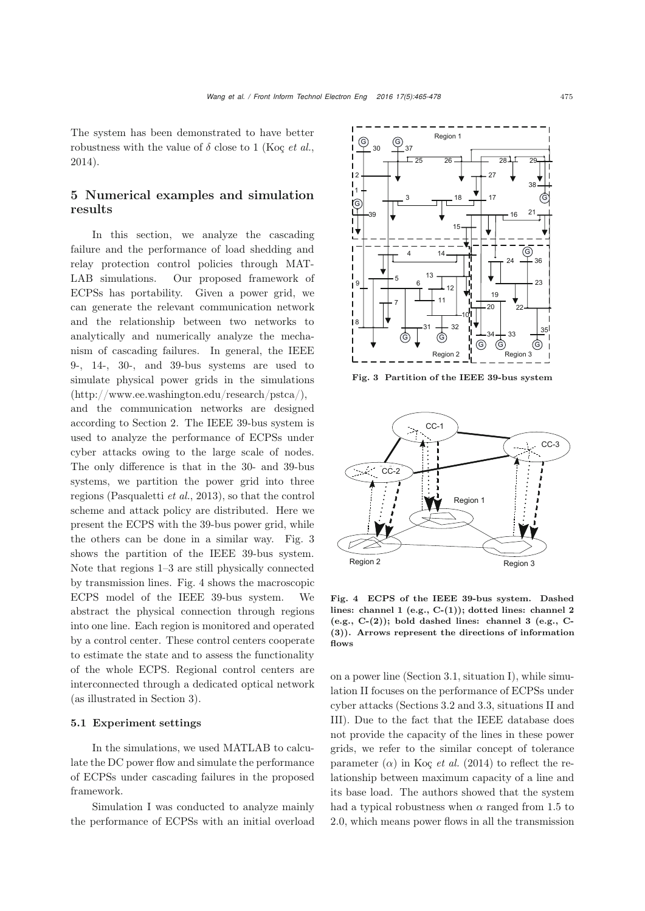The system has been demonstrated to have better robustness with the value of $\delta$ close to 1 (Koç *et al.*, 2014).

## 5 Numerical examples and simulation results

In this section, we analyze the cascading failure and the performance of load shedding and relay protection control policies through MATLAB simulations. Our proposed framework of ECPSs has portability. Given a power grid, we can generate the relevant communication network and the relationship between two networks to analytically and numerically analyze the mechanism of cascading failures. In general, the IEEE 9-, 14-, 30-, and 39-bus systems are used to simulate physical power grids in the simulations (http://www.ee.washington.edu/research/pstca/), and the communication networks are designed according to Section 2. The IEEE 39-bus system is used to analyze the performance of ECPSs under cyber attacks owing to the large scale of nodes. The only difference is that in the 30- and 39-bus systems, we partition the power grid into three regions (Pasqualetti *et al.*, 2013), so that the control scheme and attack policy are distributed. Here we present the ECPS with the 39-bus power grid, while the others can be done in a similar way. Fig. 3 shows the partition of the IEEE 39-bus system. Note that regions 1–3 are still physically connected by transmission lines. Fig. 4 shows the macroscopic ECPS model of the IEEE 39-bus system. We abstract the physical connection through regions into one line. Each region is monitored and operated by a control center. These control centers cooperate to estimate the state and to assess the functionality of the whole ECPS. Regional control centers are interconnected through a dedicated optical network (as illustrated in Section 3).

### 5.1 Experiment settings

In the simulations, we used MATLAB to calculate the DC power flow and simulate the performance of ECPSs under cascading failures in the proposed framework.

Simulation I was conducted to analyze mainly the performance of ECPSs with an initial overload on a power line (Section 3.1, situation I), while simulation II focuses on the performance of ECPSs under cyber attacks (Sections 3.2 and 3.3, situations II and III). Due to the fact that the IEEE database does not provide the capacity of the lines in these power grids, we refer to the similar concept of tolerance parameter ($\alpha$) in Koç *et al.* (2014) to reflect the relationship between maximum capacity of a line and its base load. The authors showed that the system had a typical robustness when $\alpha$ ranged from 1.5 to 2.0, which means power flows in all the transmission

**Fig. 3 Partition of the IEEE 39-bus system**

**Fig. 4 ECPS of the IEEE 39-bus system. Dashed lines: channel 1 (e.g., C-(1)); dotted lines: channel 2 (e.g., C-(2)); bold dashed lines: channel 3 (e.g., C-(3)). Arrows represent the directions of information flows**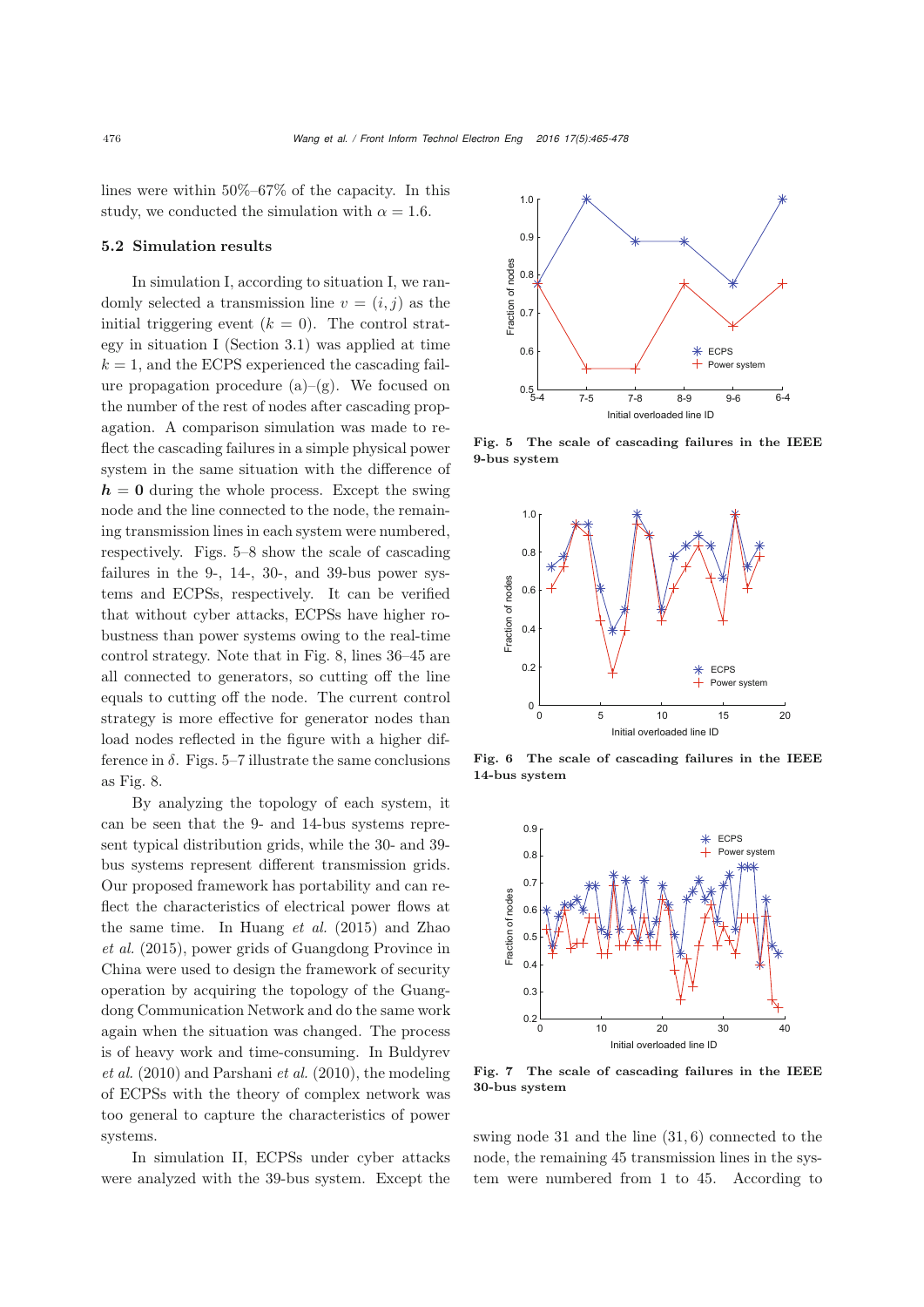lines were within 50%–67% of the capacity. In this study, we conducted the simulation with $\alpha = 1.6$.

### 5.2 Simulation results

In simulation I, according to situation I, we randomly selected a transmission line $v = (i, j)$ as the initial triggering event ($k = 0$). The control strategy in situation I (Section 3.1) was applied at time $k = 1$, and the ECPS experienced the cascading failure propagation procedure (a)–(g). We focused on the number of the rest of nodes after cascading propagation. A comparison simulation was made to reflect the cascading failures in a simple physical power system in the same situation with the difference of $\boldsymbol{h} = \mathbf{0}$ during the whole process. Except the swing node and the line connected to the node, the remaining transmission lines in each system were numbered, respectively. Figs. 5–8 show the scale of cascading failures in the 9-, 14-, 30-, and 39-bus power systems and ECPSs, respectively. It can be verified that without cyber attacks, ECPSs have higher robustness than power systems owing to the real-time control strategy. Note that in Fig. 8, lines 36–45 are all connected to generators, so cutting off the line equals to cutting off the node. The current control strategy is more effective for generator nodes than load nodes reflected in the figure with a higher difference in $\delta$. Figs. 5–7 illustrate the same conclusions as Fig. 8.

By analyzing the topology of each system, it can be seen that the 9- and 14-bus systems represent typical distribution grids, while the 30- and 39-bus systems represent different transmission grids. Our proposed framework has portability and can reflect the characteristics of electrical power flows at the same time. In Huang *et al.* (2015) and Zhao *et al.* (2015), power grids of Guangdong Province in China were used to design the framework of security operation by acquiring the topology of the Guangdong Communication Network and do the same work again when the situation was changed. The process is of heavy work and time-consuming. In Buldyrev *et al.* (2010) and Parshani *et al.* (2010), the modeling of ECPSs with the theory of complex network was too general to capture the characteristics of power systems.

In simulation II, ECPSs under cyber attacks were analyzed with the 39-bus system. Except the swing node 31 and the line $(31, 6)$ connected to the node, the remaining 45 transmission lines in the system were numbered from 1 to 45. According to

**Fig. 5 The scale of cascading failures in the IEEE 9-bus system**

**Fig. 6 The scale of cascading failures in the IEEE 14-bus system**

**Fig. 7 The scale of cascading failures in the IEEE 30-bus system**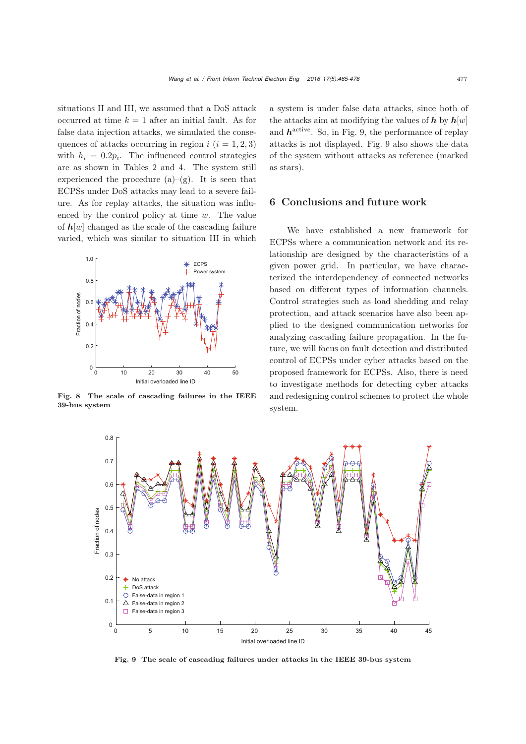situations II and III, we assumed that a DoS attack occurred at time $k = 1$ after an initial fault. As for false data injection attacks, we simulated the consequences of attacks occurring in region $i$ ($i = 1, 2, 3$) with $h_i = 0.2p_i$. The influenced control strategies are as shown in Tables 2 and 4. The system still experienced the procedure (a)–(g). It is seen that ECPSs under DoS attacks may lead to a severe failure. As for replay attacks, the situation was influenced by the control policy at time $w$. The value of $\boldsymbol{h}[w]$ changed as the scale of the cascading failure varied, which was similar to situation III in which a system is under false data attacks, since both of the attacks aim at modifying the values of $\boldsymbol{h}$ by $\boldsymbol{h}[w]$ and $\boldsymbol{h}^{\text{active}}$. So, in Fig. 9, the performance of replay attacks is not displayed. Fig. 9 also shows the data of the system without attacks as reference (marked as stars).

**Fig. 8 The scale of cascading failures in the IEEE 39-bus system**

## 6 Conclusions and future work

We have established a new framework for ECPSs where a communication network and its relationship are designed by the characteristics of a given power grid. In particular, we have characterized the interdependency of connected networks based on different types of information channels. Control strategies such as load shedding and relay protection, and attack scenarios have also been applied to the designed communication networks for analyzing cascading failure propagation. In the future, we will focus on fault detection and distributed control of ECPSs under cyber attacks based on the proposed framework for ECPSs. Also, there is need to investigate methods for detecting cyber attacks and redesigning control schemes to protect the whole system.

**Fig. 9 The scale of cascading failures under attacks in the IEEE 39-bus system**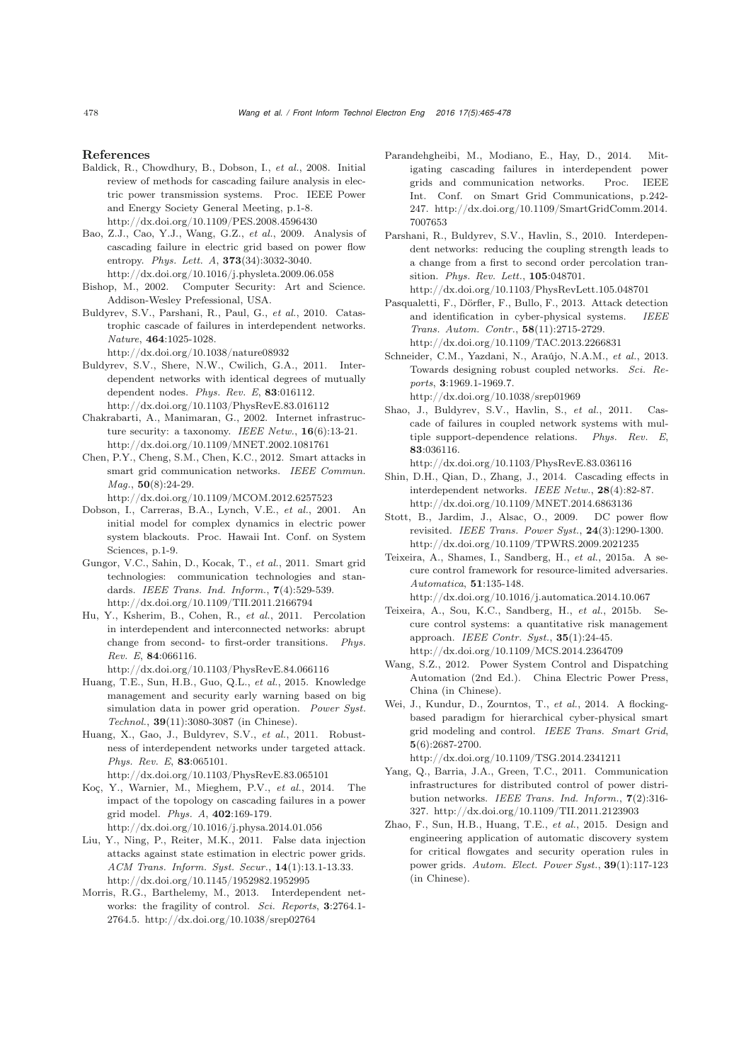## References

Baldick, R., Chowdhury, B., Dobson, I., *et al.*, 2008. Initial review of methods for cascading failure analysis in electric power transmission systems. Proc. IEEE Power and Energy Society General Meeting, p.1-8. http://dx.doi.org/10.1109/PES.2008.4596430

Bao, Z.J., Cao, Y.J., Wang, G.Z., *et al.*, 2009. Analysis of cascading failure in electric grid based on power flow entropy. *Phys. Lett. A*, **373**(34):3032-3040. http://dx.doi.org/10.1016/j.physleta.2009.06.058

Bishop, M., 2002. Computer Security: Art and Science. Addison-Wesley Prefessional, USA.

Buldyrev, S.V., Parshani, R., Paul, G., *et al.*, 2010. Catastrophic cascade of failures in interdependent networks. *Nature*, **464**:1025-1028. http://dx.doi.org/10.1038/nature08932

Buldyrev, S.V., Shere, N.W., Cwilich, G.A., 2011. Interdependent networks with identical degrees of mutually dependent nodes. *Phys. Rev. E*, **83**:016112. http://dx.doi.org/10.1103/PhysRevE.83.016112

Chakrabarti, A., Manimaran, G., 2002. Internet infrastructure security: a taxonomy. *IEEE Netw.*, **16**(6):13-21. http://dx.doi.org/10.1109/MNET.2002.1081761

Chen, P.Y., Cheng, S.M., Chen, K.C., 2012. Smart attacks in smart grid communication networks. *IEEE Commun. Mag.*, **50**(8):24-29. http://dx.doi.org/10.1109/MCOM.2012.6257523

Dobson, I., Carreras, B.A., Lynch, V.E., *et al.*, 2001. An initial model for complex dynamics in electric power system blackouts. Proc. Hawaii Int. Conf. on System Sciences, p.1-9.

Gungor, V.C., Sahin, D., Kocak, T., *et al.*, 2011. Smart grid technologies: communication technologies and standards. *IEEE Trans. Ind. Inform.*, **7**(4):529-539. http://dx.doi.org/10.1109/TII.2011.2166794

Hu, Y., Ksherim, B., Cohen, R., *et al.*, 2011. Percolation in interdependent and interconnected networks: abrupt change from second- to first-order transitions. *Phys. Rev. E*, **84**:066116. http://dx.doi.org/10.1103/PhysRevE.84.066116

Huang, T.E., Sun, H.B., Guo, Q.L., *et al.*, 2015. Knowledge management and security early warning based on big simulation data in power grid operation. *Power Syst. Technol.*, **39**(11):3080-3087 (in Chinese).

Huang, X., Gao, J., Buldyrev, S.V., *et al.*, 2011. Robustness of interdependent networks under targeted attack. *Phys. Rev. E*, **83**:065101. http://dx.doi.org/10.1103/PhysRevE.83.065101

Koç, Y., Warnier, M., Mieghem, P.V., *et al.*, 2014. The impact of the topology on cascading failures in a power grid model. *Phys. A*, **402**:169-179. http://dx.doi.org/10.1016/j.physa.2014.01.056

Liu, Y., Ning, P., Reiter, M.K., 2011. False data injection attacks against state estimation in electric power grids. *ACM Trans. Inform. Syst. Secur.*, **14**(1):13.1-13.33. http://dx.doi.org/10.1145/1952982.1952995

Morris, R.G., Barthelemy, M., 2013. Interdependent networks: the fragility of control. *Sci. Reports*, **3**:2764.1-2764.5. http://dx.doi.org/10.1038/srep02764

Parandehgheibi, M., Modiano, E., Hay, D., 2014. Mitigating cascading failures in interdependent power grids and communication networks. Proc. IEEE Int. Conf. on Smart Grid Communications, p.242-247. http://dx.doi.org/10.1109/SmartGridComm.2014.7007653

Parshani, R., Buldyrev, S.V., Havlin, S., 2010. Interdependent networks: reducing the coupling strength leads to a change from a first to second order percolation transition. *Phys. Rev. Lett.*, **105**:048701. http://dx.doi.org/10.1103/PhysRevLett.105.048701

Pasqualetti, F., Dörfler, F., Bullo, F., 2013. Attack detection and identification in cyber-physical systems. *IEEE Trans. Autom. Contr.*, **58**(11):2715-2729. http://dx.doi.org/10.1109/TAC.2013.2266831

Schneider, C.M., Yazdani, N., Araújo, N.A.M., *et al.*, 2013. Towards designing robust coupled networks. *Sci. Reports*, **3**:1969.1-1969.7. http://dx.doi.org/10.1038/srep01969

Shao, J., Buldyrev, S.V., Havlin, S., *et al.*, 2011. Cascade of failures in coupled network systems with multiple support-dependence relations. *Phys. Rev. E*, **83**:036116. http://dx.doi.org/10.1103/PhysRevE.83.036116

Shin, D.H., Qian, D., Zhang, J., 2014. Cascading effects in interdependent networks. *IEEE Netw.*, **28**(4):82-87. http://dx.doi.org/10.1109/MNET.2014.6863136

Stott, B., Jardim, J., Alsac, O., 2009. DC power flow revisited. *IEEE Trans. Power Syst.*, **24**(3):1290-1300. http://dx.doi.org/10.1109/TPWRS.2009.2021235

Teixeira, A., Shames, I., Sandberg, H., *et al.*, 2015a. A secure control framework for resource-limited adversaries. *Automatica*, **51**:135-148. http://dx.doi.org/10.1016/j.automatica.2014.10.067

Teixeira, A., Sou, K.C., Sandberg, H., *et al.*, 2015b. Secure control systems: a quantitative risk management approach. *IEEE Contr. Syst.*, **35**(1):24-45. http://dx.doi.org/10.1109/MCS.2014.2364709

Wang, S.Z., 2012. Power System Control and Dispatching Automation (2nd Ed.). China Electric Power Press, China (in Chinese).

Wei, J., Kundur, D., Zourntos, T., *et al.*, 2014. A flocking-based paradigm for hierarchical cyber-physical smart grid modeling and control. *IEEE Trans. Smart Grid*, **5**(6):2687-2700. http://dx.doi.org/10.1109/TSG.2014.2341211

Yang, Q., Barria, J.A., Green, T.C., 2011. Communication infrastructures for distributed control of power distribution networks. *IEEE Trans. Ind. Inform.*, **7**(2):316-327. http://dx.doi.org/10.1109/TII.2011.2123903

Zhao, F., Sun, H.B., Huang, T.E., *et al.*, 2015. Design and engineering application of automatic discovery system for critical flowgates and security operation rules in power grids. *Autom. Elect. Power Syst.*, **39**(1):117-123 (in Chinese).